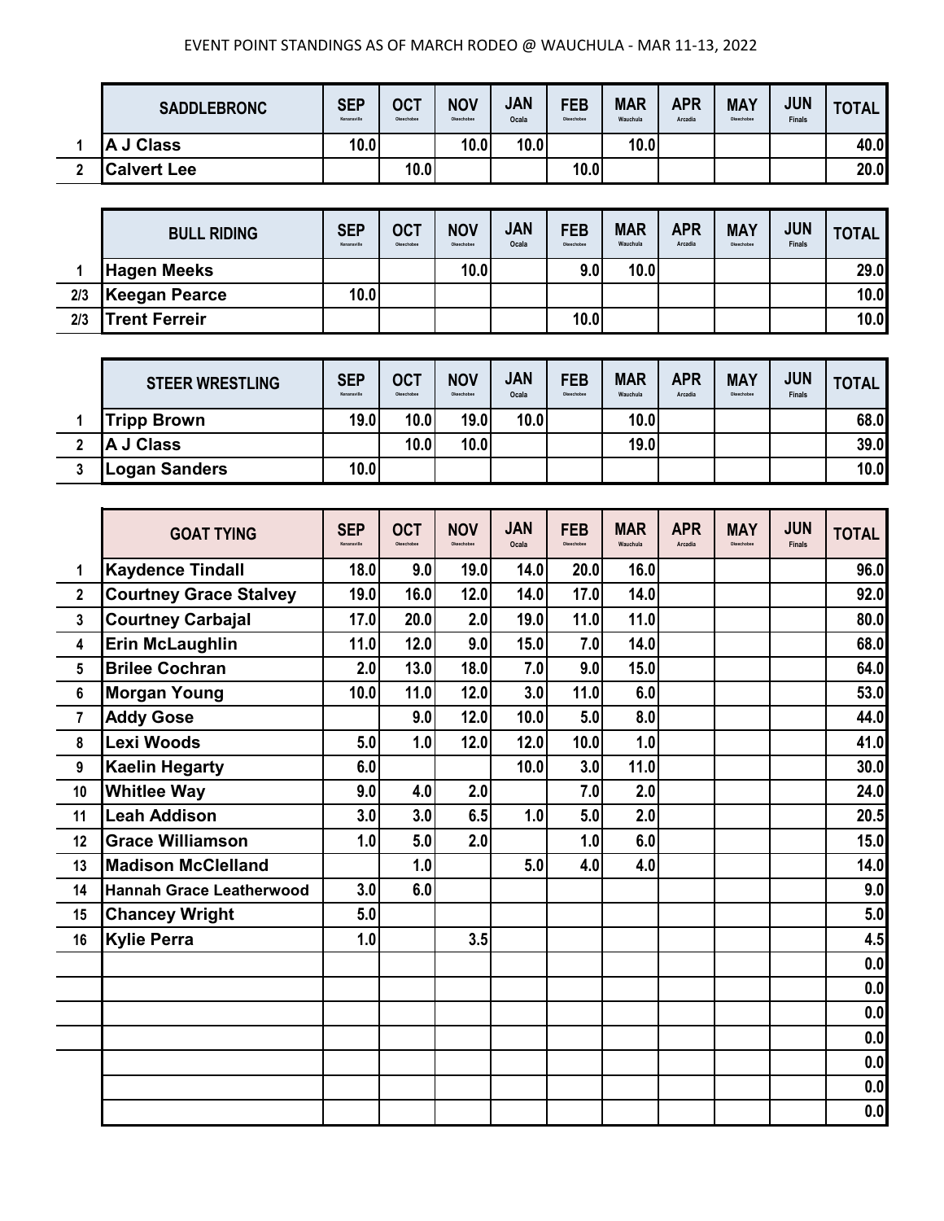EVENT POINT STANDINGS AS OF MARCH RODEO @ WAUCHULA - MAR 11-13, 2022

| | SADDLEBRONC | SEP Kenansville | OCT Okeechobee | NOV Okeechobee | JAN Ocala | FEB Okeechobee | MAR Wauchula | APR Arcadia | MAY Okeechobee | JUN Finals | TOTAL |
|---|---|---|---|---|---|---|---|---|---|---|---|
| 1 | A J Class | 10.0 | | 10.0 | 10.0 | | 10.0 | | | | 40.0 |
| 2 | Calvert Lee | | 10.0 | | | 10.0 | | | | | 20.0 |

| | BULL RIDING | SEP Kenansville | OCT Okeechobee | NOV Okeechobee | JAN Ocala | FEB Okeechobee | MAR Wauchula | APR Arcadia | MAY Okeechobee | JUN Finals | TOTAL |
|---|---|---|---|---|---|---|---|---|---|---|---|
| 1 | Hagen Meeks | | | 10.0 | | 9.0 | 10.0 | | | | 29.0 |
| 2/3 | Keegan Pearce | 10.0 | | | | | | | | | 10.0 |
| 2/3 | Trent Ferreir | | | | | 10.0 | | | | | 10.0 |

| | STEER WRESTLING | SEP Kenansville | OCT Okeechobee | NOV Okeechobee | JAN Ocala | FEB Okeechobee | MAR Wauchula | APR Arcadia | MAY Okeechobee | JUN Finals | TOTAL |
|---|---|---|---|---|---|---|---|---|---|---|---|
| 1 | Tripp Brown | 19.0 | 10.0 | 19.0 | 10.0 | | 10.0 | | | | 68.0 |
| 2 | A J Class | | 10.0 | 10.0 | | | 19.0 | | | | 39.0 |
| 3 | Logan Sanders | 10.0 | | | | | | | | | 10.0 |

| | GOAT TYING | SEP Kenansville | OCT Okeechobee | NOV Okeechobee | JAN Ocala | FEB Okeechobee | MAR Wauchula | APR Arcadia | MAY Okeechobee | JUN Finals | TOTAL |
|---|---|---|---|---|---|---|---|---|---|---|---|
| 1 | Kaydence Tindall | 18.0 | 9.0 | 19.0 | 14.0 | 20.0 | 16.0 | | | | 96.0 |
| 2 | Courtney Grace Stalvey | 19.0 | 16.0 | 12.0 | 14.0 | 17.0 | 14.0 | | | | 92.0 |
| 3 | Courtney Carbajal | 17.0 | 20.0 | 2.0 | 19.0 | 11.0 | 11.0 | | | | 80.0 |
| 4 | Erin McLaughlin | 11.0 | 12.0 | 9.0 | 15.0 | 7.0 | 14.0 | | | | 68.0 |
| 5 | Brilee Cochran | 2.0 | 13.0 | 18.0 | 7.0 | 9.0 | 15.0 | | | | 64.0 |
| 6 | Morgan Young | 10.0 | 11.0 | 12.0 | 3.0 | 11.0 | 6.0 | | | | 53.0 |
| 7 | Addy Gose | | 9.0 | 12.0 | 10.0 | 5.0 | 8.0 | | | | 44.0 |
| 8 | Lexi Woods | 5.0 | 1.0 | 12.0 | 12.0 | 10.0 | 1.0 | | | | 41.0 |
| 9 | Kaelin Hegarty | 6.0 | | | 10.0 | 3.0 | 11.0 | | | | 30.0 |
| 10 | Whitlee Way | 9.0 | 4.0 | 2.0 | | 7.0 | 2.0 | | | | 24.0 |
| 11 | Leah Addison | 3.0 | 3.0 | 6.5 | 1.0 | 5.0 | 2.0 | | | | 20.5 |
| 12 | Grace Williamson | 1.0 | 5.0 | 2.0 | | 1.0 | 6.0 | | | | 15.0 |
| 13 | Madison McClelland | | 1.0 | | 5.0 | 4.0 | 4.0 | | | | 14.0 |
| 14 | Hannah Grace Leatherwood | 3.0 | 6.0 | | | | | | | | 9.0 |
| 15 | Chancey Wright | 5.0 | | | | | | | | | 5.0 |
| 16 | Kylie Perra | 1.0 | | 3.5 | | | | | | | 4.5 |
| | | | | | | | | | | | 0.0 |
| | | | | | | | | | | | 0.0 |
| | | | | | | | | | | | 0.0 |
| | | | | | | | | | | | 0.0 |
| | | | | | | | | | | | 0.0 |
| | | | | | | | | | | | 0.0 |
| | | | | | | | | | | | 0.0 |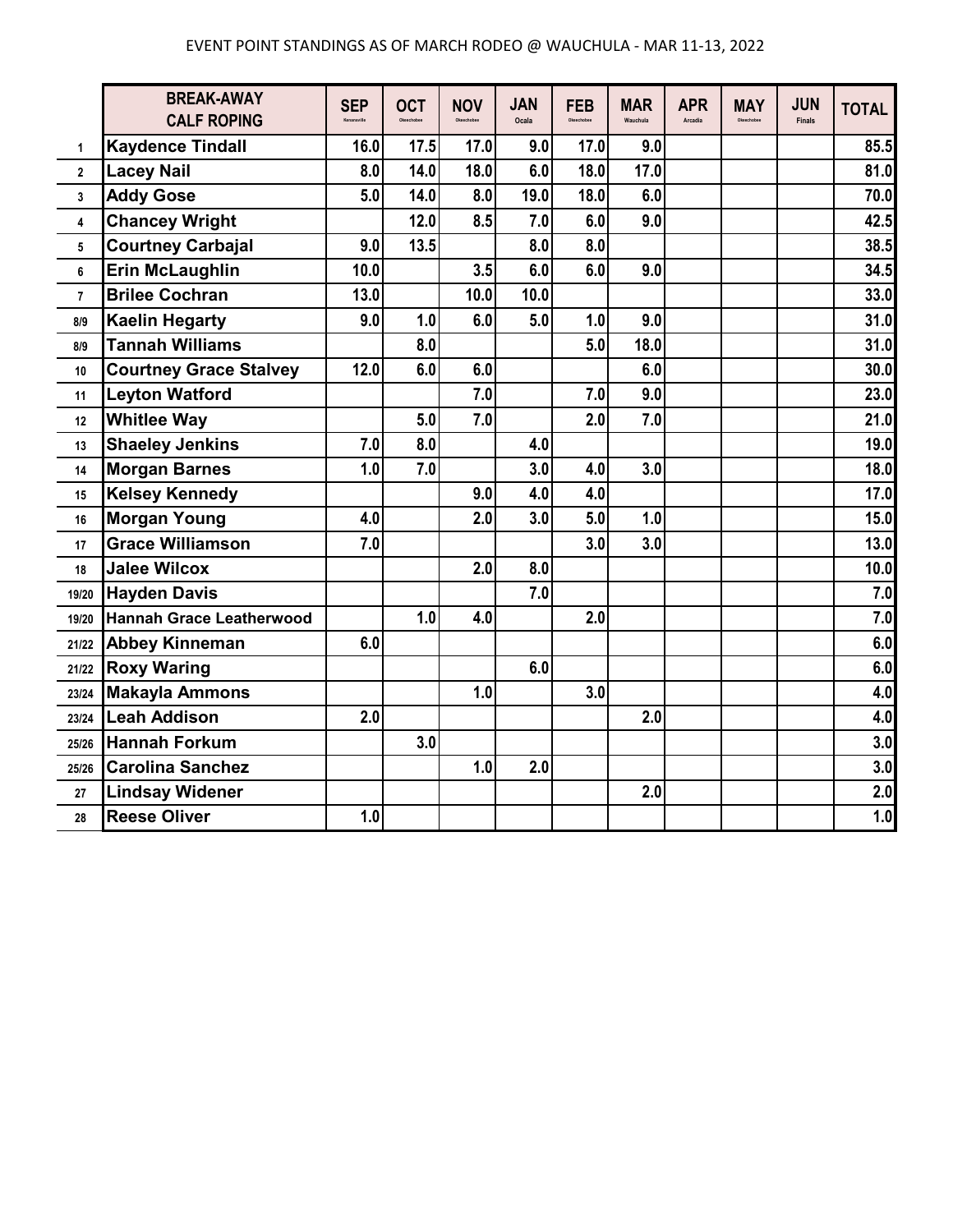EVENT POINT STANDINGS AS OF MARCH RODEO @ WAUCHULA - MAR 11-13, 2022

| | BREAK-AWAY CALF ROPING | SEP Kenansville | OCT Okeechobee | NOV Okeechobee | JAN Ocala | FEB Okeechobee | MAR Wauchula | APR Arcadia | MAY Okeechobee | JUN Finals | TOTAL |
|---|---|---|---|---|---|---|---|---|---|---|---|
| 1 | Kaydence Tindall | 16.0 | 17.5 | 17.0 | 9.0 | 17.0 | 9.0 | | | | 85.5 |
| 2 | Lacey Nail | 8.0 | 14.0 | 18.0 | 6.0 | 18.0 | 17.0 | | | | 81.0 |
| 3 | Addy Gose | 5.0 | 14.0 | 8.0 | 19.0 | 18.0 | 6.0 | | | | 70.0 |
| 4 | Chancey Wright | | 12.0 | 8.5 | 7.0 | 6.0 | 9.0 | | | | 42.5 |
| 5 | Courtney Carbajal | 9.0 | 13.5 | | 8.0 | 8.0 | | | | | 38.5 |
| 6 | Erin McLaughlin | 10.0 | | 3.5 | 6.0 | 6.0 | 9.0 | | | | 34.5 |
| 7 | Brilee Cochran | 13.0 | | 10.0 | 10.0 | | | | | | 33.0 |
| 8/9 | Kaelin Hegarty | 9.0 | 1.0 | 6.0 | 5.0 | 1.0 | 9.0 | | | | 31.0 |
| 8/9 | Tannah Williams | | 8.0 | | | 5.0 | 18.0 | | | | 31.0 |
| 10 | Courtney Grace Stalvey | 12.0 | 6.0 | 6.0 | | | 6.0 | | | | 30.0 |
| 11 | Leyton Watford | | | 7.0 | | 7.0 | 9.0 | | | | 23.0 |
| 12 | Whitlee Way | | 5.0 | 7.0 | | 2.0 | 7.0 | | | | 21.0 |
| 13 | Shaeley Jenkins | 7.0 | 8.0 | | 4.0 | | | | | | 19.0 |
| 14 | Morgan Barnes | 1.0 | 7.0 | | 3.0 | 4.0 | 3.0 | | | | 18.0 |
| 15 | Kelsey Kennedy | | | 9.0 | 4.0 | 4.0 | | | | | 17.0 |
| 16 | Morgan Young | 4.0 | | 2.0 | 3.0 | 5.0 | 1.0 | | | | 15.0 |
| 17 | Grace Williamson | 7.0 | | | | 3.0 | 3.0 | | | | 13.0 |
| 18 | Jalee Wilcox | | | 2.0 | 8.0 | | | | | | 10.0 |
| 19/20 | Hayden Davis | | | | 7.0 | | | | | | 7.0 |
| 19/20 | Hannah Grace Leatherwood | | 1.0 | 4.0 | | 2.0 | | | | | 7.0 |
| 21/22 | Abbey Kinneman | 6.0 | | | | | | | | | 6.0 |
| 21/22 | Roxy Waring | | | | 6.0 | | | | | | 6.0 |
| 23/24 | Makayla Ammons | | | 1.0 | | 3.0 | | | | | 4.0 |
| 23/24 | Leah Addison | 2.0 | | | | | 2.0 | | | | 4.0 |
| 25/26 | Hannah Forkum | | 3.0 | | | | | | | | 3.0 |
| 25/26 | Carolina Sanchez | | | 1.0 | 2.0 | | | | | | 3.0 |
| 27 | Lindsay Widener | | | | | | 2.0 | | | | 2.0 |
| 28 | Reese Oliver | 1.0 | | | | | | | | | 1.0 |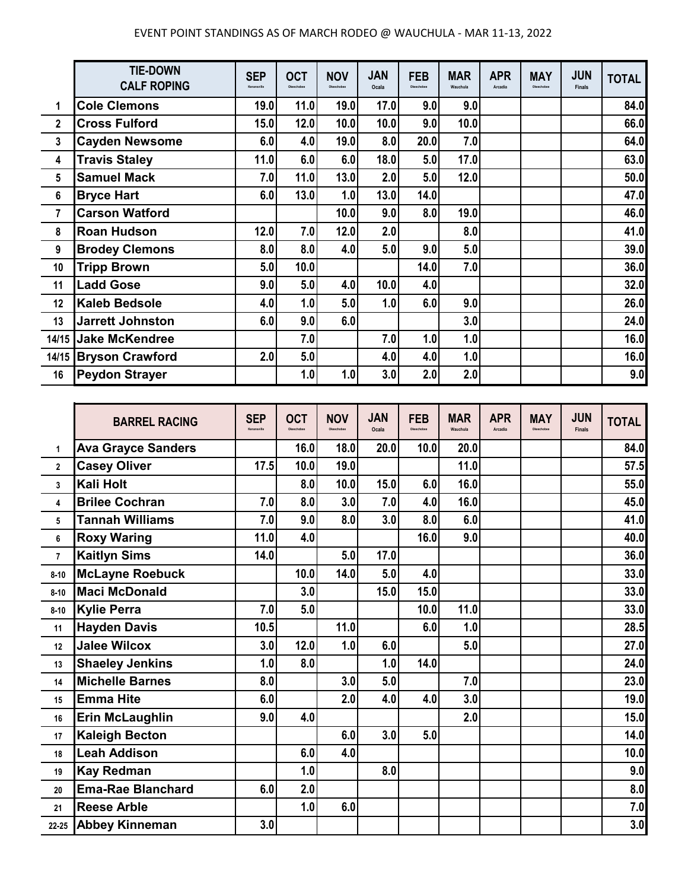# EVENT POINT STANDINGS AS OF MARCH RODEO @ WAUCHULA - MAR 11-13, 2022

| | TIE-DOWN CALF ROPING | SEP Kenansville | OCT Okeechobee | NOV Okeechobee | JAN Ocala | FEB Okeechobee | MAR Wauchula | APR Arcadia | MAY Okeechobee | JUN Finals | TOTAL |
|---|---|---|---|---|---|---|---|---|---|---|---|
| 1 | Cole Clemons | 19.0 | 11.0 | 19.0 | 17.0 | 9.0 | 9.0 | | | | 84.0 |
| 2 | Cross Fulford | 15.0 | 12.0 | 10.0 | 10.0 | 9.0 | 10.0 | | | | 66.0 |
| 3 | Cayden Newsome | 6.0 | 4.0 | 19.0 | 8.0 | 20.0 | 7.0 | | | | 64.0 |
| 4 | Travis Staley | 11.0 | 6.0 | 6.0 | 18.0 | 5.0 | 17.0 | | | | 63.0 |
| 5 | Samuel Mack | 7.0 | 11.0 | 13.0 | 2.0 | 5.0 | 12.0 | | | | 50.0 |
| 6 | Bryce Hart | 6.0 | 13.0 | 1.0 | 13.0 | 14.0 | | | | | 47.0 |
| 7 | Carson Watford | | | 10.0 | 9.0 | 8.0 | 19.0 | | | | 46.0 |
| 8 | Roan Hudson | 12.0 | 7.0 | 12.0 | 2.0 | | 8.0 | | | | 41.0 |
| 9 | Brodey Clemons | 8.0 | 8.0 | 4.0 | 5.0 | 9.0 | 5.0 | | | | 39.0 |
| 10 | Tripp Brown | 5.0 | 10.0 | | | 14.0 | 7.0 | | | | 36.0 |
| 11 | Ladd Gose | 9.0 | 5.0 | 4.0 | 10.0 | 4.0 | | | | | 32.0 |
| 12 | Kaleb Bedsole | 4.0 | 1.0 | 5.0 | 1.0 | 6.0 | 9.0 | | | | 26.0 |
| 13 | Jarrett Johnston | 6.0 | 9.0 | 6.0 | | | 3.0 | | | | 24.0 |
| 14/15 | Jake McKendree | | 7.0 | | 7.0 | 1.0 | 1.0 | | | | 16.0 |
| 14/15 | Bryson Crawford | 2.0 | 5.0 | | 4.0 | 4.0 | 1.0 | | | | 16.0 |
| 16 | Peydon Strayer | | 1.0 | 1.0 | 3.0 | 2.0 | 2.0 | | | | 9.0 |

| | BARREL RACING | SEP Kenansville | OCT Okeechobee | NOV Okeechobee | JAN Ocala | FEB Okeechobee | MAR Wauchula | APR Arcadia | MAY Okeechobee | JUN Finals | TOTAL |
|---|---|---|---|---|---|---|---|---|---|---|---|
| 1 | Ava Grayce Sanders | | 16.0 | 18.0 | 20.0 | 10.0 | 20.0 | | | | 84.0 |
| 2 | Casey Oliver | 17.5 | 10.0 | 19.0 | | | 11.0 | | | | 57.5 |
| 3 | Kali Holt | | 8.0 | 10.0 | 15.0 | 6.0 | 16.0 | | | | 55.0 |
| 4 | Brilee Cochran | 7.0 | 8.0 | 3.0 | 7.0 | 4.0 | 16.0 | | | | 45.0 |
| 5 | Tannah Williams | 7.0 | 9.0 | 8.0 | 3.0 | 8.0 | 6.0 | | | | 41.0 |
| 6 | Roxy Waring | 11.0 | 4.0 | | | 16.0 | 9.0 | | | | 40.0 |
| 7 | Kaitlyn Sims | 14.0 | | 5.0 | 17.0 | | | | | | 36.0 |
| 8-10 | McLayne Roebuck | | 10.0 | 14.0 | 5.0 | 4.0 | | | | | 33.0 |
| 8-10 | Maci McDonald | | 3.0 | | 15.0 | 15.0 | | | | | 33.0 |
| 8-10 | Kylie Perra | 7.0 | 5.0 | | | 10.0 | 11.0 | | | | 33.0 |
| 11 | Hayden Davis | 10.5 | | 11.0 | | 6.0 | 1.0 | | | | 28.5 |
| 12 | Jalee Wilcox | 3.0 | 12.0 | 1.0 | 6.0 | | 5.0 | | | | 27.0 |
| 13 | Shaeley Jenkins | 1.0 | 8.0 | | 1.0 | 14.0 | | | | | 24.0 |
| 14 | Michelle Barnes | 8.0 | | 3.0 | 5.0 | | 7.0 | | | | 23.0 |
| 15 | Emma Hite | 6.0 | | 2.0 | 4.0 | 4.0 | 3.0 | | | | 19.0 |
| 16 | Erin McLaughlin | 9.0 | 4.0 | | | | 2.0 | | | | 15.0 |
| 17 | Kaleigh Becton | | | 6.0 | 3.0 | 5.0 | | | | | 14.0 |
| 18 | Leah Addison | | 6.0 | 4.0 | | | | | | | 10.0 |
| 19 | Kay Redman | | 1.0 | | 8.0 | | | | | | 9.0 |
| 20 | Ema-Rae Blanchard | 6.0 | 2.0 | | | | | | | | 8.0 |
| 21 | Reese Arble | | 1.0 | 6.0 | | | | | | | 7.0 |
| 22-25 | Abbey Kinneman | 3.0 | | | | | | | | | 3.0 |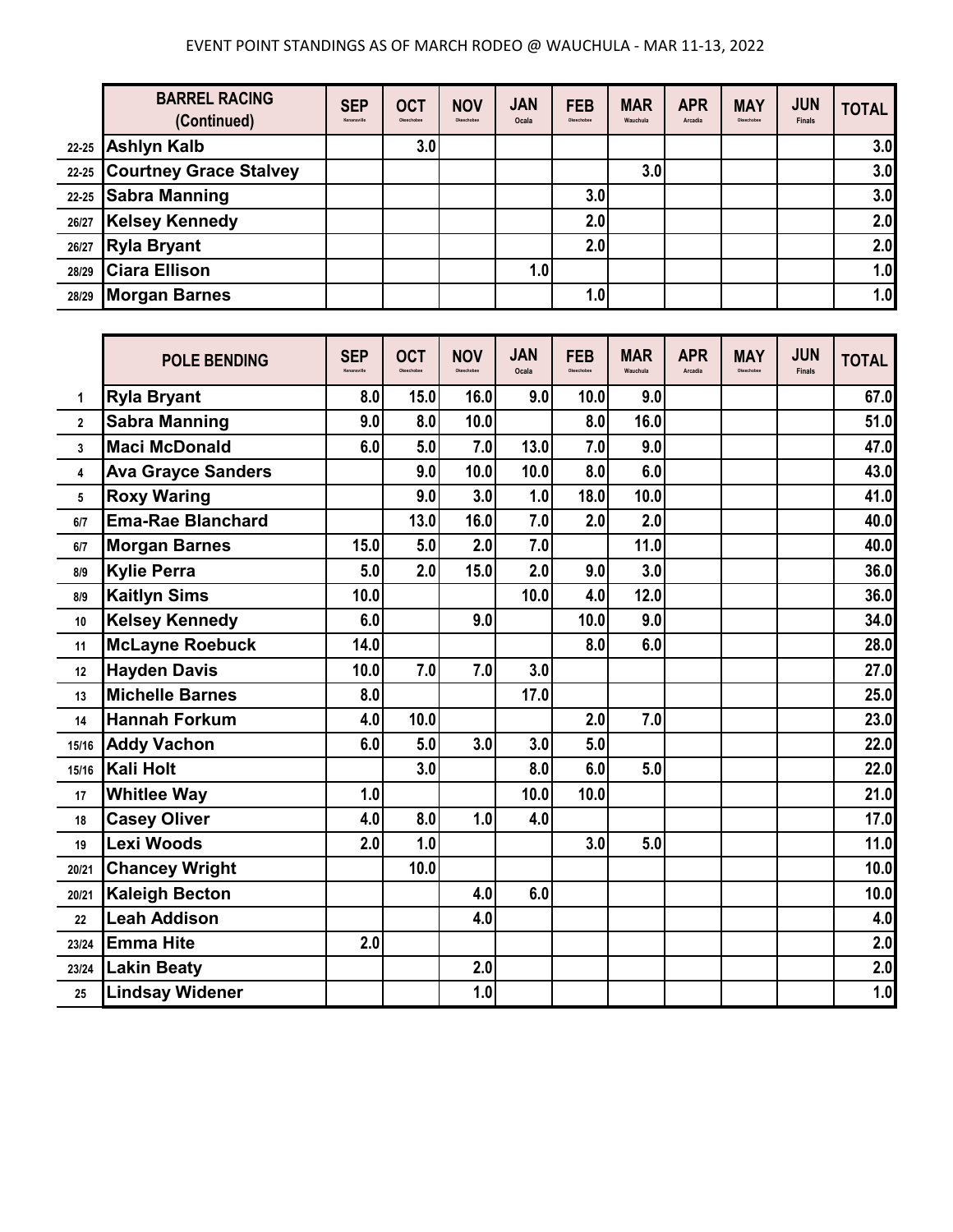EVENT POINT STANDINGS AS OF MARCH RODEO @ WAUCHULA - MAR 11-13, 2022

| | BARREL RACING (Continued) | SEP Kenansville | OCT Okeechobee | NOV Okeechobee | JAN Ocala | FEB Okeechobee | MAR Wauchula | APR Arcadia | MAY Okeechobee | JUN Finals | TOTAL |
|---|---|---|---|---|---|---|---|---|---|---|---|
| 22-25 | Ashlyn Kalb | | 3.0 | | | | | | | | 3.0 |
| 22-25 | Courtney Grace Stalvey | | | | | | 3.0 | | | | 3.0 |
| 22-25 | Sabra Manning | | | | | 3.0 | | | | | 3.0 |
| 26/27 | Kelsey Kennedy | | | | | 2.0 | | | | | 2.0 |
| 26/27 | Ryla Bryant | | | | | 2.0 | | | | | 2.0 |
| 28/29 | Ciara Ellison | | | | 1.0 | | | | | | 1.0 |
| 28/29 | Morgan Barnes | | | | | 1.0 | | | | | 1.0 |

| | POLE BENDING | SEP Kenansville | OCT Okeechobee | NOV Okeechobee | JAN Ocala | FEB Okeechobee | MAR Wauchula | APR Arcadia | MAY Okeechobee | JUN Finals | TOTAL |
|---|---|---|---|---|---|---|---|---|---|---|---|
| 1 | Ryla Bryant | 8.0 | 15.0 | 16.0 | 9.0 | 10.0 | 9.0 | | | | 67.0 |
| 2 | Sabra Manning | 9.0 | 8.0 | 10.0 | | 8.0 | 16.0 | | | | 51.0 |
| 3 | Maci McDonald | 6.0 | 5.0 | 7.0 | 13.0 | 7.0 | 9.0 | | | | 47.0 |
| 4 | Ava Grayce Sanders | | 9.0 | 10.0 | 10.0 | 8.0 | 6.0 | | | | 43.0 |
| 5 | Roxy Waring | | 9.0 | 3.0 | 1.0 | 18.0 | 10.0 | | | | 41.0 |
| 6/7 | Ema-Rae Blanchard | | 13.0 | 16.0 | 7.0 | 2.0 | 2.0 | | | | 40.0 |
| 6/7 | Morgan Barnes | 15.0 | 5.0 | 2.0 | 7.0 | | 11.0 | | | | 40.0 |
| 8/9 | Kylie Perra | 5.0 | 2.0 | 15.0 | 2.0 | 9.0 | 3.0 | | | | 36.0 |
| 8/9 | Kaitlyn Sims | 10.0 | | | 10.0 | 4.0 | 12.0 | | | | 36.0 |
| 10 | Kelsey Kennedy | 6.0 | | 9.0 | | 10.0 | 9.0 | | | | 34.0 |
| 11 | McLayne Roebuck | 14.0 | | | | 8.0 | 6.0 | | | | 28.0 |
| 12 | Hayden Davis | 10.0 | 7.0 | 7.0 | 3.0 | | | | | | 27.0 |
| 13 | Michelle Barnes | 8.0 | | | 17.0 | | | | | | 25.0 |
| 14 | Hannah Forkum | 4.0 | 10.0 | | | 2.0 | 7.0 | | | | 23.0 |
| 15/16 | Addy Vachon | 6.0 | 5.0 | 3.0 | 3.0 | 5.0 | | | | | 22.0 |
| 15/16 | Kali Holt | | 3.0 | | 8.0 | 6.0 | 5.0 | | | | 22.0 |
| 17 | Whitlee Way | 1.0 | | | 10.0 | 10.0 | | | | | 21.0 |
| 18 | Casey Oliver | 4.0 | 8.0 | 1.0 | 4.0 | | | | | | 17.0 |
| 19 | Lexi Woods | 2.0 | 1.0 | | | 3.0 | 5.0 | | | | 11.0 |
| 20/21 | Chancey Wright | | 10.0 | | | | | | | | 10.0 |
| 20/21 | Kaleigh Becton | | | 4.0 | 6.0 | | | | | | 10.0 |
| 22 | Leah Addison | | | 4.0 | | | | | | | 4.0 |
| 23/24 | Emma Hite | 2.0 | | | | | | | | | 2.0 |
| 23/24 | Lakin Beaty | | | 2.0 | | | | | | | 2.0 |
| 25 | Lindsay Widener | | | 1.0 | | | | | | | 1.0 |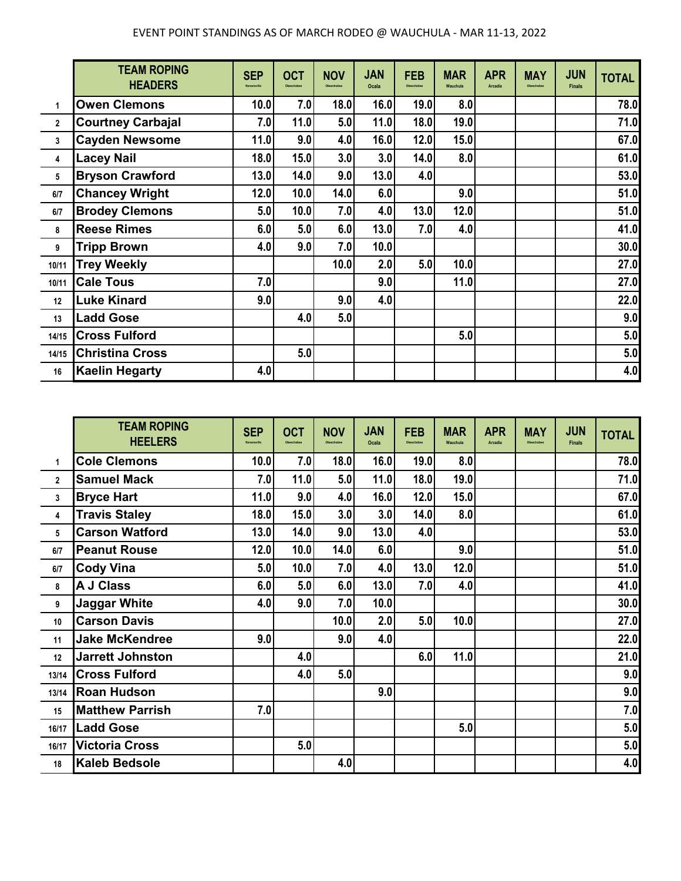EVENT POINT STANDINGS AS OF MARCH RODEO @ WAUCHULA - MAR 11-13, 2022

| | TEAM ROPING HEADERS | SEP Kenansville | OCT Okeechobee | NOV Okeechobee | JAN Ocala | FEB Okeechobee | MAR Wauchula | APR Arcadia | MAY Okeechobee | JUN Finals | TOTAL |
|---|---|---|---|---|---|---|---|---|---|---|---|
| 1 | Owen Clemons | 10.0 | 7.0 | 18.0 | 16.0 | 19.0 | 8.0 | | | | 78.0 |
| 2 | Courtney Carbajal | 7.0 | 11.0 | 5.0 | 11.0 | 18.0 | 19.0 | | | | 71.0 |
| 3 | Cayden Newsome | 11.0 | 9.0 | 4.0 | 16.0 | 12.0 | 15.0 | | | | 67.0 |
| 4 | Lacey Nail | 18.0 | 15.0 | 3.0 | 3.0 | 14.0 | 8.0 | | | | 61.0 |
| 5 | Bryson Crawford | 13.0 | 14.0 | 9.0 | 13.0 | 4.0 | | | | | 53.0 |
| 6/7 | Chancey Wright | 12.0 | 10.0 | 14.0 | 6.0 | | 9.0 | | | | 51.0 |
| 6/7 | Brodey Clemons | 5.0 | 10.0 | 7.0 | 4.0 | 13.0 | 12.0 | | | | 51.0 |
| 8 | Reese Rimes | 6.0 | 5.0 | 6.0 | 13.0 | 7.0 | 4.0 | | | | 41.0 |
| 9 | Tripp Brown | 4.0 | 9.0 | 7.0 | 10.0 | | | | | | 30.0 |
| 10/11 | Trey Weekly | | | 10.0 | 2.0 | 5.0 | 10.0 | | | | 27.0 |
| 10/11 | Cale Tous | 7.0 | | | 9.0 | | 11.0 | | | | 27.0 |
| 12 | Luke Kinard | 9.0 | | 9.0 | 4.0 | | | | | | 22.0 |
| 13 | Ladd Gose | | 4.0 | 5.0 | | | | | | | 9.0 |
| 14/15 | Cross Fulford | | | | | | 5.0 | | | | 5.0 |
| 14/15 | Christina Cross | | 5.0 | | | | | | | | 5.0 |
| 16 | Kaelin Hegarty | 4.0 | | | | | | | | | 4.0 |

| | TEAM ROPING HEELERS | SEP Kenansville | OCT Okeechobee | NOV Okeechobee | JAN Ocala | FEB Okeechobee | MAR Wauchula | APR Arcadia | MAY Okeechobee | JUN Finals | TOTAL |
|---|---|---|---|---|---|---|---|---|---|---|---|
| 1 | Cole Clemons | 10.0 | 7.0 | 18.0 | 16.0 | 19.0 | 8.0 | | | | 78.0 |
| 2 | Samuel Mack | 7.0 | 11.0 | 5.0 | 11.0 | 18.0 | 19.0 | | | | 71.0 |
| 3 | Bryce Hart | 11.0 | 9.0 | 4.0 | 16.0 | 12.0 | 15.0 | | | | 67.0 |
| 4 | Travis Staley | 18.0 | 15.0 | 3.0 | 3.0 | 14.0 | 8.0 | | | | 61.0 |
| 5 | Carson Watford | 13.0 | 14.0 | 9.0 | 13.0 | 4.0 | | | | | 53.0 |
| 6/7 | Peanut Rouse | 12.0 | 10.0 | 14.0 | 6.0 | | 9.0 | | | | 51.0 |
| 6/7 | Cody Vina | 5.0 | 10.0 | 7.0 | 4.0 | 13.0 | 12.0 | | | | 51.0 |
| 8 | A J Class | 6.0 | 5.0 | 6.0 | 13.0 | 7.0 | 4.0 | | | | 41.0 |
| 9 | Jaggar White | 4.0 | 9.0 | 7.0 | 10.0 | | | | | | 30.0 |
| 10 | Carson Davis | | | 10.0 | 2.0 | 5.0 | 10.0 | | | | 27.0 |
| 11 | Jake McKendree | 9.0 | | 9.0 | 4.0 | | | | | | 22.0 |
| 12 | Jarrett Johnston | | 4.0 | | | 6.0 | 11.0 | | | | 21.0 |
| 13/14 | Cross Fulford | | 4.0 | 5.0 | | | | | | | 9.0 |
| 13/14 | Roan Hudson | | | | 9.0 | | | | | | 9.0 |
| 15 | Matthew Parrish | 7.0 | | | | | | | | | 7.0 |
| 16/17 | Ladd Gose | | | | | | 5.0 | | | | 5.0 |
| 16/17 | Victoria Cross | | 5.0 | | | | | | | | 5.0 |
| 18 | Kaleb Bedsole | | | 4.0 | | | | | | | 4.0 |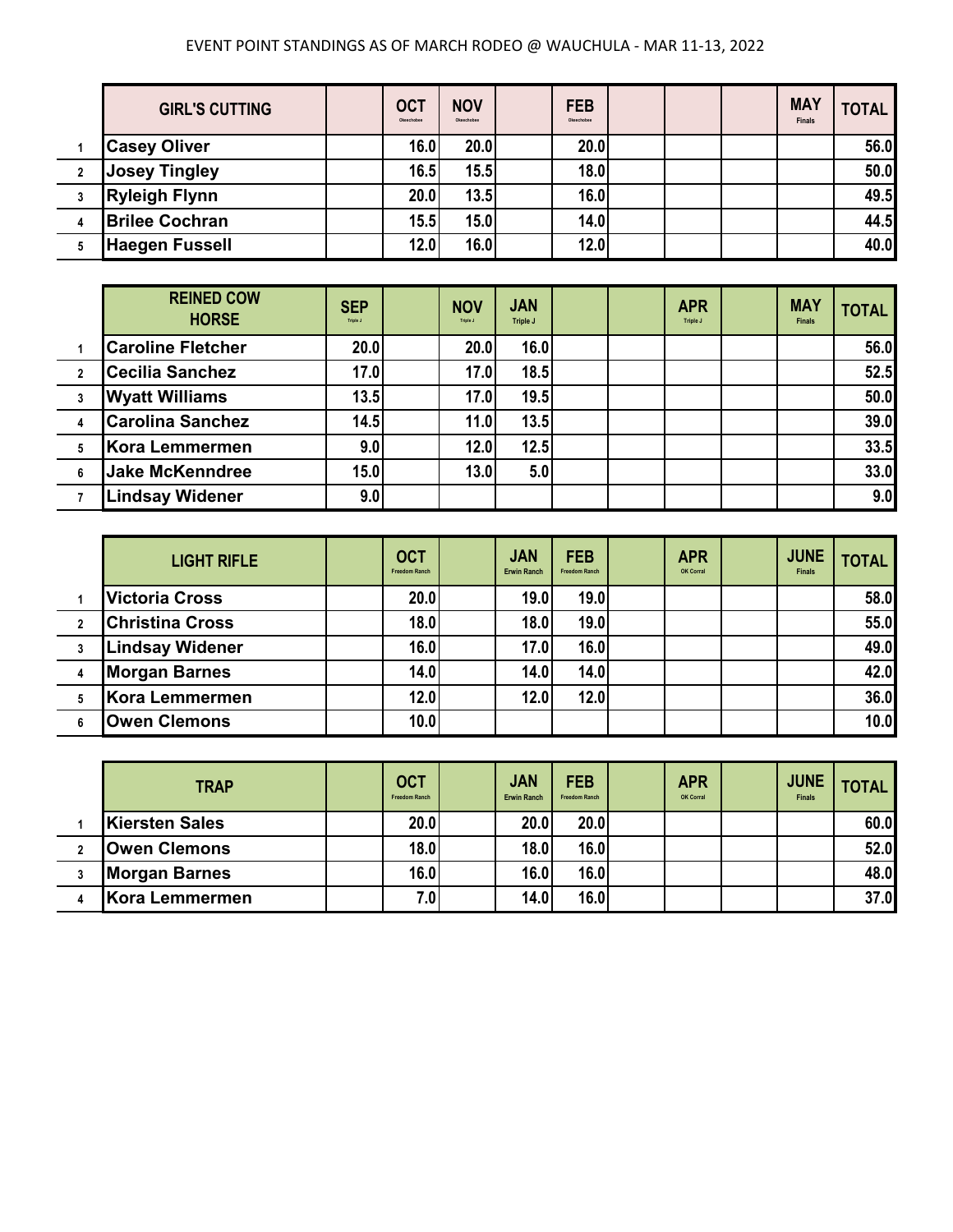EVENT POINT STANDINGS AS OF MARCH RODEO @ WAUCHULA - MAR 11-13, 2022

| | GIRL'S CUTTING | | OCT Okeechobee | NOV Okeechobee | | FEB Okeechobee | | | | MAY Finals | TOTAL |
|---|---|---|---|---|---|---|---|---|---|---|---|
| 1 | Casey Oliver | | 16.0 | 20.0 | | 20.0 | | | | | 56.0 |
| 2 | Josey Tingley | | 16.5 | 15.5 | | 18.0 | | | | | 50.0 |
| 3 | Ryleigh Flynn | | 20.0 | 13.5 | | 16.0 | | | | | 49.5 |
| 4 | Brilee Cochran | | 15.5 | 15.0 | | 14.0 | | | | | 44.5 |
| 5 | Haegen Fussell | | 12.0 | 16.0 | | 12.0 | | | | | 40.0 |

| | REINED COW HORSE | SEP Triple J | | NOV Triple J | JAN Triple J | | | APR Triple J | | MAY Finals | TOTAL |
|---|---|---|---|---|---|---|---|---|---|---|---|
| 1 | Caroline Fletcher | 20.0 | | 20.0 | 16.0 | | | | | | 56.0 |
| 2 | Cecilia Sanchez | 17.0 | | 17.0 | 18.5 | | | | | | 52.5 |
| 3 | Wyatt Williams | 13.5 | | 17.0 | 19.5 | | | | | | 50.0 |
| 4 | Carolina Sanchez | 14.5 | | 11.0 | 13.5 | | | | | | 39.0 |
| 5 | Kora Lemmermen | 9.0 | | 12.0 | 12.5 | | | | | | 33.5 |
| 6 | Jake McKenndree | 15.0 | | 13.0 | 5.0 | | | | | | 33.0 |
| 7 | Lindsay Widener | 9.0 | | | | | | | | | 9.0 |

| | LIGHT RIFLE | | OCT Freedom Ranch | | JAN Erwin Ranch | FEB Freedom Ranch | | APR OK Corral | | JUNE Finals | TOTAL |
|---|---|---|---|---|---|---|---|---|---|---|---|
| 1 | Victoria Cross | | 20.0 | | 19.0 | 19.0 | | | | | 58.0 |
| 2 | Christina Cross | | 18.0 | | 18.0 | 19.0 | | | | | 55.0 |
| 3 | Lindsay Widener | | 16.0 | | 17.0 | 16.0 | | | | | 49.0 |
| 4 | Morgan Barnes | | 14.0 | | 14.0 | 14.0 | | | | | 42.0 |
| 5 | Kora Lemmermen | | 12.0 | | 12.0 | 12.0 | | | | | 36.0 |
| 6 | Owen Clemons | | 10.0 | | | | | | | | 10.0 |

| | TRAP | | OCT Freedom Ranch | | JAN Erwin Ranch | FEB Freedom Ranch | | APR OK Corral | | JUNE Finals | TOTAL |
|---|---|---|---|---|---|---|---|---|---|---|---|
| 1 | Kiersten Sales | | 20.0 | | 20.0 | 20.0 | | | | | 60.0 |
| 2 | Owen Clemons | | 18.0 | | 18.0 | 16.0 | | | | | 52.0 |
| 3 | Morgan Barnes | | 16.0 | | 16.0 | 16.0 | | | | | 48.0 |
| 4 | Kora Lemmermen | | 7.0 | | 14.0 | 16.0 | | | | | 37.0 |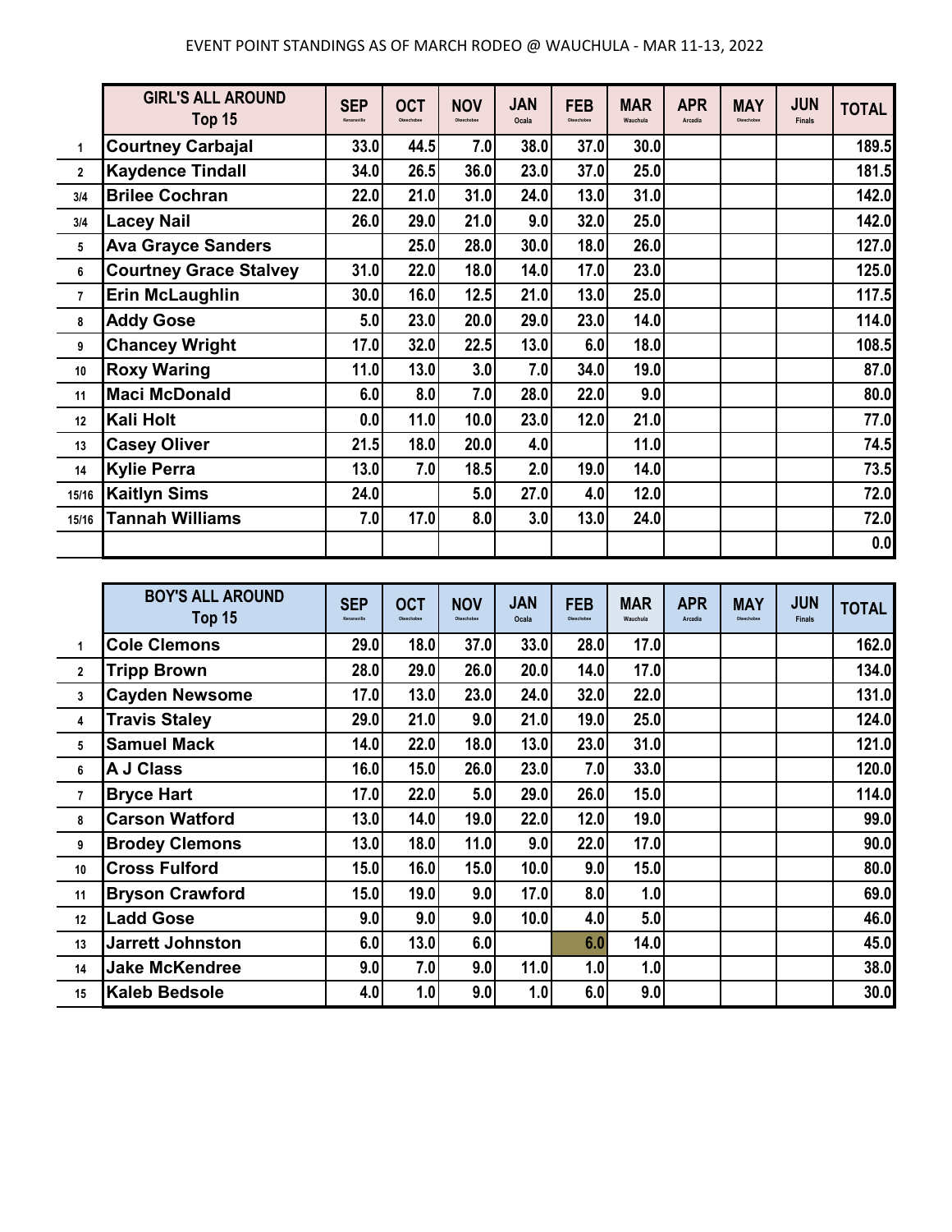EVENT POINT STANDINGS AS OF MARCH RODEO @ WAUCHULA - MAR 11-13, 2022

| | GIRL'S ALL AROUND Top 15 | SEP Kenansville | OCT Okeechobee | NOV Okeechobee | JAN Ocala | FEB Okeechobee | MAR Wauchula | APR Arcadia | MAY Okeechobee | JUN Finals | TOTAL |
|---|---|---|---|---|---|---|---|---|---|---|---|
| 1 | Courtney Carbajal | 33.0 | 44.5 | 7.0 | 38.0 | 37.0 | 30.0 | | | | 189.5 |
| 2 | Kaydence Tindall | 34.0 | 26.5 | 36.0 | 23.0 | 37.0 | 25.0 | | | | 181.5 |
| 3/4 | Brilee Cochran | 22.0 | 21.0 | 31.0 | 24.0 | 13.0 | 31.0 | | | | 142.0 |
| 3/4 | Lacey Nail | 26.0 | 29.0 | 21.0 | 9.0 | 32.0 | 25.0 | | | | 142.0 |
| 5 | Ava Grayce Sanders | | 25.0 | 28.0 | 30.0 | 18.0 | 26.0 | | | | 127.0 |
| 6 | Courtney Grace Stalvey | 31.0 | 22.0 | 18.0 | 14.0 | 17.0 | 23.0 | | | | 125.0 |
| 7 | Erin McLaughlin | 30.0 | 16.0 | 12.5 | 21.0 | 13.0 | 25.0 | | | | 117.5 |
| 8 | Addy Gose | 5.0 | 23.0 | 20.0 | 29.0 | 23.0 | 14.0 | | | | 114.0 |
| 9 | Chancey Wright | 17.0 | 32.0 | 22.5 | 13.0 | 6.0 | 18.0 | | | | 108.5 |
| 10 | Roxy Waring | 11.0 | 13.0 | 3.0 | 7.0 | 34.0 | 19.0 | | | | 87.0 |
| 11 | Maci McDonald | 6.0 | 8.0 | 7.0 | 28.0 | 22.0 | 9.0 | | | | 80.0 |
| 12 | Kali Holt | 0.0 | 11.0 | 10.0 | 23.0 | 12.0 | 21.0 | | | | 77.0 |
| 13 | Casey Oliver | 21.5 | 18.0 | 20.0 | 4.0 | | 11.0 | | | | 74.5 |
| 14 | Kylie Perra | 13.0 | 7.0 | 18.5 | 2.0 | 19.0 | 14.0 | | | | 73.5 |
| 15/16 | Kaitlyn Sims | 24.0 | | 5.0 | 27.0 | 4.0 | 12.0 | | | | 72.0 |
| 15/16 | Tannah Williams | 7.0 | 17.0 | 8.0 | 3.0 | 13.0 | 24.0 | | | | 72.0 |
| | | | | | | | | | | | 0.0 |

| | BOY'S ALL AROUND Top 15 | SEP Kenansville | OCT Okeechobee | NOV Okeechobee | JAN Ocala | FEB Okeechobee | MAR Wauchula | APR Arcadia | MAY Okeechobee | JUN Finals | TOTAL |
|---|---|---|---|---|---|---|---|---|---|---|---|
| 1 | Cole Clemons | 29.0 | 18.0 | 37.0 | 33.0 | 28.0 | 17.0 | | | | 162.0 |
| 2 | Tripp Brown | 28.0 | 29.0 | 26.0 | 20.0 | 14.0 | 17.0 | | | | 134.0 |
| 3 | Cayden Newsome | 17.0 | 13.0 | 23.0 | 24.0 | 32.0 | 22.0 | | | | 131.0 |
| 4 | Travis Staley | 29.0 | 21.0 | 9.0 | 21.0 | 19.0 | 25.0 | | | | 124.0 |
| 5 | Samuel Mack | 14.0 | 22.0 | 18.0 | 13.0 | 23.0 | 31.0 | | | | 121.0 |
| 6 | A J Class | 16.0 | 15.0 | 26.0 | 23.0 | 7.0 | 33.0 | | | | 120.0 |
| 7 | Bryce Hart | 17.0 | 22.0 | 5.0 | 29.0 | 26.0 | 15.0 | | | | 114.0 |
| 8 | Carson Watford | 13.0 | 14.0 | 19.0 | 22.0 | 12.0 | 19.0 | | | | 99.0 |
| 9 | Brodey Clemons | 13.0 | 18.0 | 11.0 | 9.0 | 22.0 | 17.0 | | | | 90.0 |
| 10 | Cross Fulford | 15.0 | 16.0 | 15.0 | 10.0 | 9.0 | 15.0 | | | | 80.0 |
| 11 | Bryson Crawford | 15.0 | 19.0 | 9.0 | 17.0 | 8.0 | 1.0 | | | | 69.0 |
| 12 | Ladd Gose | 9.0 | 9.0 | 9.0 | 10.0 | 4.0 | 5.0 | | | | 46.0 |
| 13 | Jarrett Johnston | 6.0 | 13.0 | 6.0 | | 6.0 | 14.0 | | | | 45.0 |
| 14 | Jake McKendree | 9.0 | 7.0 | 9.0 | 11.0 | 1.0 | 1.0 | | | | 38.0 |
| 15 | Kaleb Bedsole | 4.0 | 1.0 | 9.0 | 1.0 | 6.0 | 9.0 | | | | 30.0 |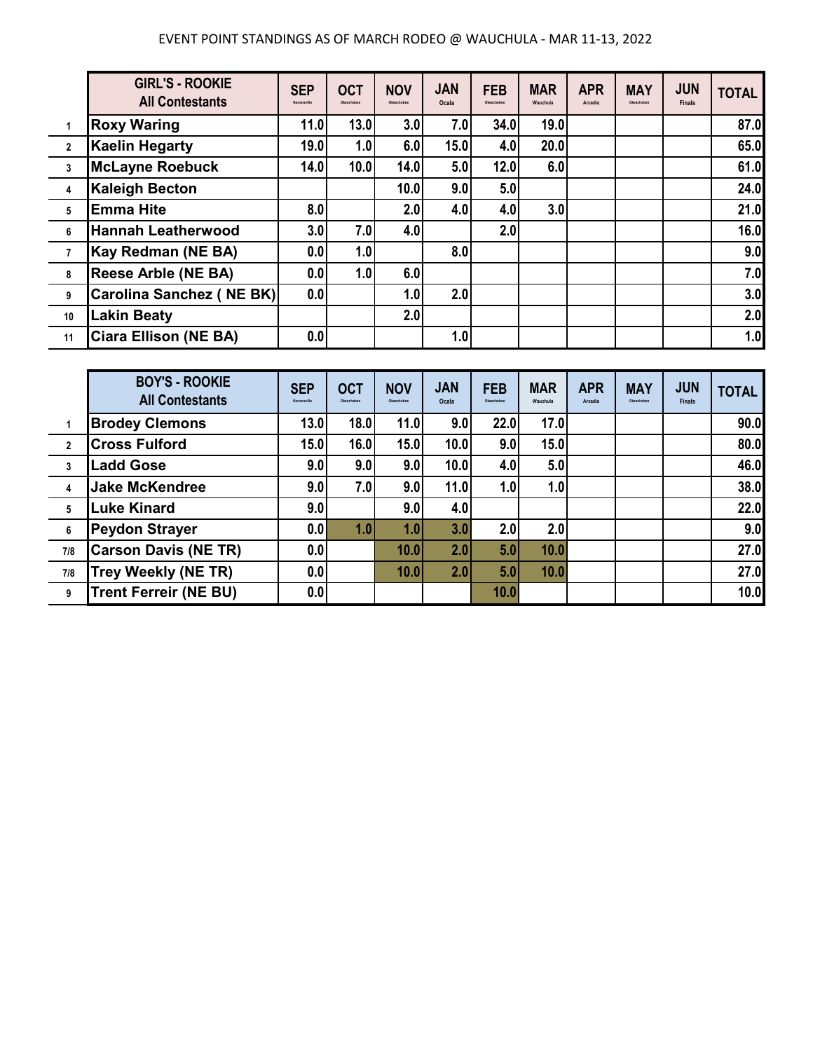EVENT POINT STANDINGS AS OF MARCH RODEO @ WAUCHULA - MAR 11-13, 2022

| | GIRL'S - ROOKIE All Contestants | SEP Kenansville | OCT Okeechobee | NOV Okeechobee | JAN Ocala | FEB Okeechobee | MAR Wauchula | APR Arcadia | MAY Okeechobee | JUN Finals | TOTAL |
|---|---|---|---|---|---|---|---|---|---|---|---|
| 1 | **Roxy Waring** | 11.0 | 13.0 | 3.0 | 7.0 | 34.0 | 19.0 | | | | 87.0 |
| 2 | **Kaelin Hegarty** | 19.0 | 1.0 | 6.0 | 15.0 | 4.0 | 20.0 | | | | 65.0 |
| 3 | **McLayne Roebuck** | 14.0 | 10.0 | 14.0 | 5.0 | 12.0 | 6.0 | | | | 61.0 |
| 4 | **Kaleigh Becton** | | | 10.0 | 9.0 | 5.0 | | | | | 24.0 |
| 5 | **Emma Hite** | 8.0 | | 2.0 | 4.0 | 4.0 | 3.0 | | | | 21.0 |
| 6 | **Hannah Leatherwood** | 3.0 | 7.0 | 4.0 | | 2.0 | | | | | 16.0 |
| 7 | **Kay Redman (NE BA)** | 0.0 | 1.0 | | 8.0 | | | | | | 9.0 |
| 8 | **Reese Arble (NE BA)** | 0.0 | 1.0 | 6.0 | | | | | | | 7.0 |
| 9 | **Carolina Sanchez ( NE BK)** | 0.0 | | 1.0 | 2.0 | | | | | | 3.0 |
| 10 | **Lakin Beaty** | | | 2.0 | | | | | | | 2.0 |
| 11 | **Ciara Ellison (NE BA)** | 0.0 | | | 1.0 | | | | | | 1.0 |

| | BOY'S - ROOKIE All Contestants | SEP Kenansville | OCT Okeechobee | NOV Okeechobee | JAN Ocala | FEB Okeechobee | MAR Wauchula | APR Arcadia | MAY Okeechobee | JUN Finals | TOTAL |
|---|---|---|---|---|---|---|---|---|---|---|---|
| 1 | **Brodey Clemons** | 13.0 | 18.0 | 11.0 | 9.0 | 22.0 | 17.0 | | | | 90.0 |
| 2 | **Cross Fulford** | 15.0 | 16.0 | 15.0 | 10.0 | 9.0 | 15.0 | | | | 80.0 |
| 3 | **Ladd Gose** | 9.0 | 9.0 | 9.0 | 10.0 | 4.0 | 5.0 | | | | 46.0 |
| 4 | **Jake McKendree** | 9.0 | 7.0 | 9.0 | 11.0 | 1.0 | 1.0 | | | | 38.0 |
| 5 | **Luke Kinard** | 9.0 | | 9.0 | 4.0 | | | | | | 22.0 |
| 6 | **Peydon Strayer** | 0.0 | 1.0 | 1.0 | 3.0 | 2.0 | 2.0 | | | | 9.0 |
| 7/8 | **Carson Davis (NE TR)** | 0.0 | | 10.0 | 2.0 | 5.0 | 10.0 | | | | 27.0 |
| 7/8 | **Trey Weekly (NE TR)** | 0.0 | | 10.0 | 2.0 | 5.0 | 10.0 | | | | 27.0 |
| 9 | **Trent Ferreir (NE BU)** | 0.0 | | | | 10.0 | | | | | 10.0 |